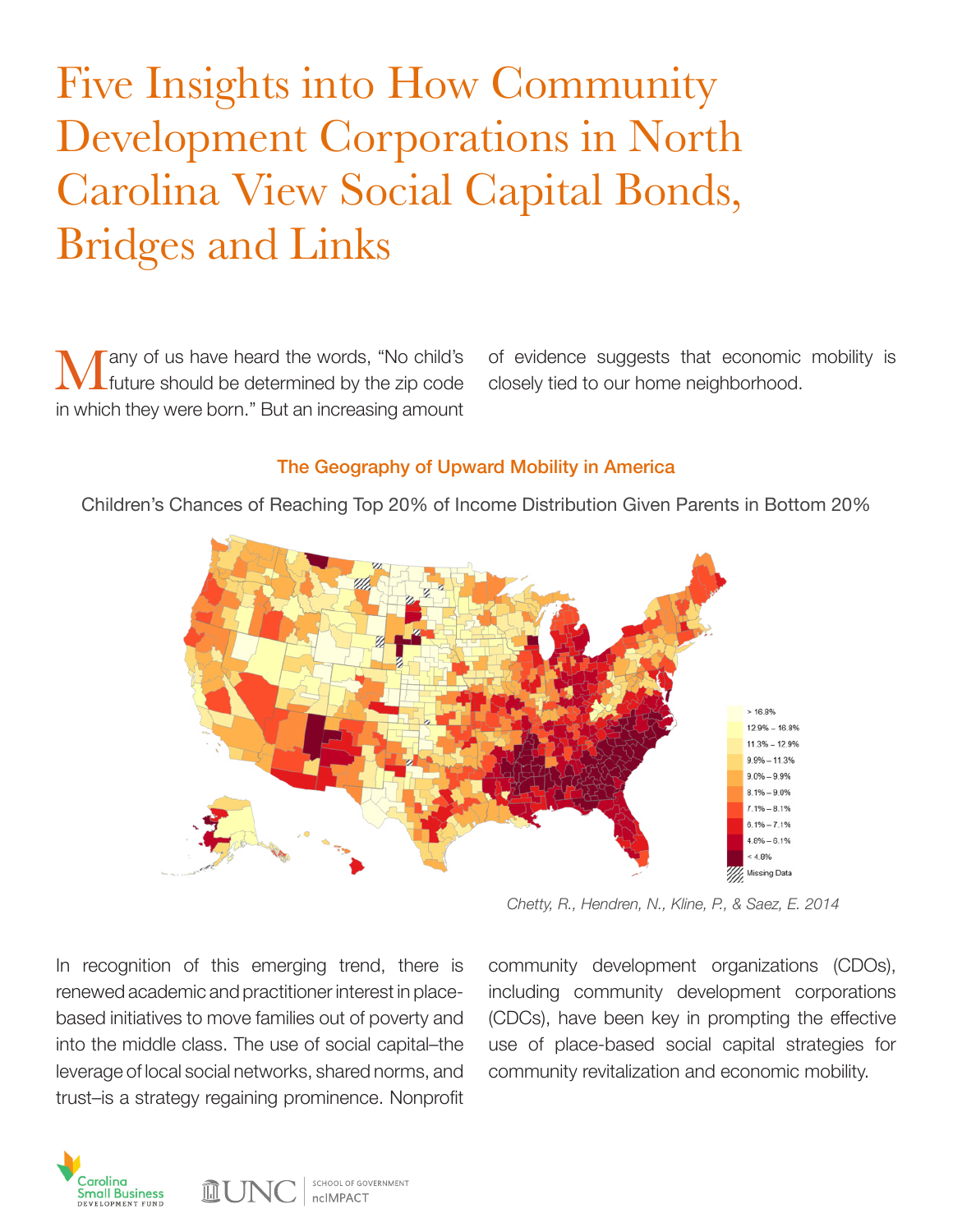# Five Insights into How Community Development Corporations in North Carolina View Social Capital Bonds, Bridges and Links

Many of us have heard the words, "No child's future should be determined by the zip code in which they were born." But an increasing amount of evidence suggests that economic mobility is closely tied to our home neighborhood.

**The Geography of Upward Mobility in America**

Children's Chances of Reaching Top 20% of Income Distribution Given Parents in Bottom 20%

*Chetty, R., Hendren, N., Kline, P., & Saez, E. 2014*

In recognition of this emerging trend, there is renewed academic and practitioner interest in place-based initiatives to move families out of poverty and into the middle class. The use of social capital–the leverage of local social networks, shared norms, and trust–is a strategy regaining prominence. Nonprofit community development organizations (CDOs), including community development corporations (CDCs), have been key in prompting the effective use of place-based social capital strategies for community revitalization and economic mobility.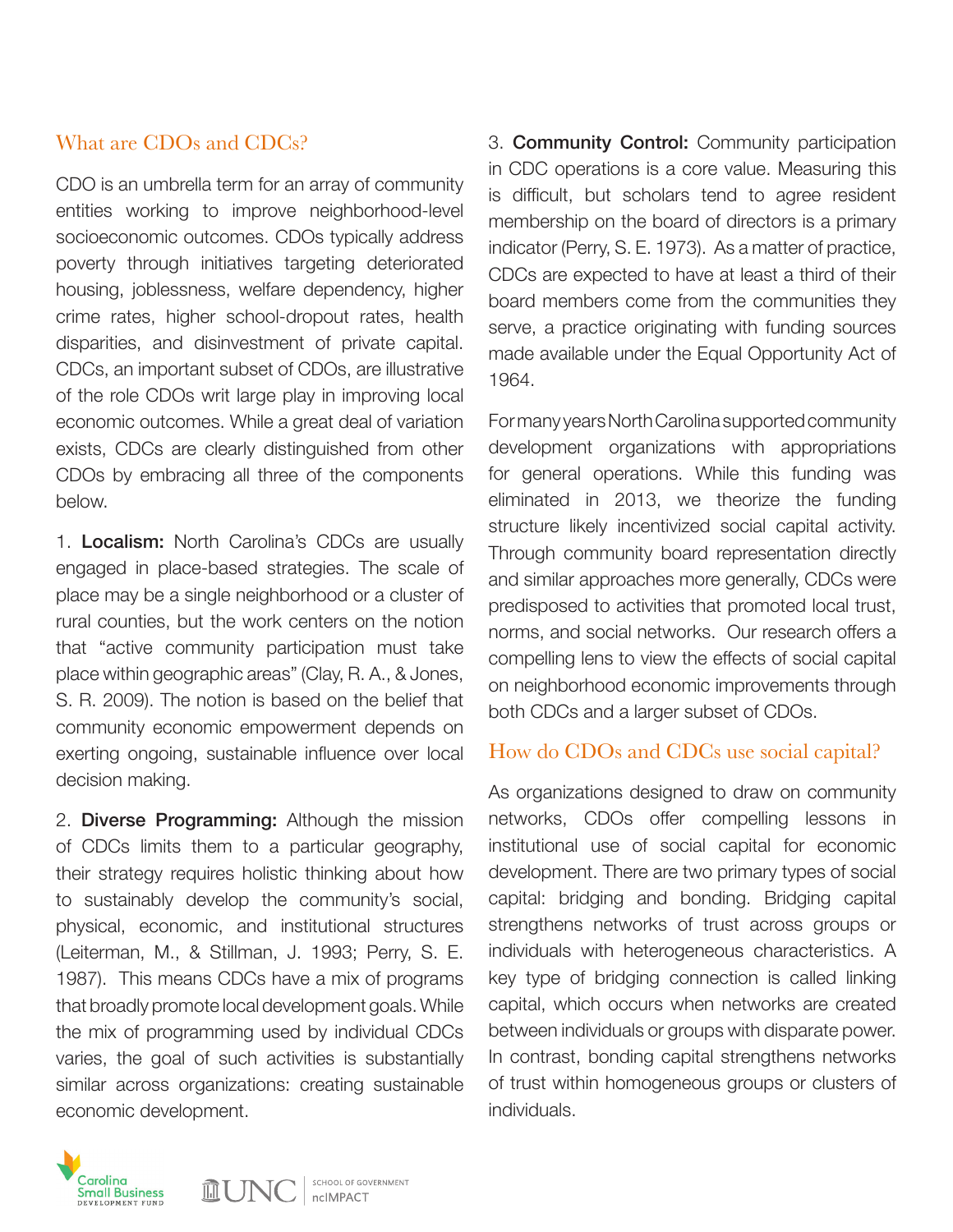## What are CDOs and CDCs?

CDO is an umbrella term for an array of community entities working to improve neighborhood-level socioeconomic outcomes. CDOs typically address poverty through initiatives targeting deteriorated housing, joblessness, welfare dependency, higher crime rates, higher school-dropout rates, health disparities, and disinvestment of private capital. CDCs, an important subset of CDOs, are illustrative of the role CDOs writ large play in improving local economic outcomes. While a great deal of variation exists, CDCs are clearly distinguished from other CDOs by embracing all three of the components below.

1. **Localism:** North Carolina's CDCs are usually engaged in place-based strategies. The scale of place may be a single neighborhood or a cluster of rural counties, but the work centers on the notion that "active community participation must take place within geographic areas" (Clay, R. A., & Jones, S. R. 2009). The notion is based on the belief that community economic empowerment depends on exerting ongoing, sustainable influence over local decision making.

2. **Diverse Programming:** Although the mission of CDCs limits them to a particular geography, their strategy requires holistic thinking about how to sustainably develop the community's social, physical, economic, and institutional structures (Leiterman, M., & Stillman, J. 1993; Perry, S. E. 1987). This means CDCs have a mix of programs that broadly promote local development goals. While the mix of programming used by individual CDCs varies, the goal of such activities is substantially similar across organizations: creating sustainable economic development.

3. **Community Control:** Community participation in CDC operations is a core value. Measuring this is difficult, but scholars tend to agree resident membership on the board of directors is a primary indicator (Perry, S. E. 1973). As a matter of practice, CDCs are expected to have at least a third of their board members come from the communities they serve, a practice originating with funding sources made available under the Equal Opportunity Act of 1964.

For many years North Carolina supported community development organizations with appropriations for general operations. While this funding was eliminated in 2013, we theorize the funding structure likely incentivized social capital activity. Through community board representation directly and similar approaches more generally, CDCs were predisposed to activities that promoted local trust, norms, and social networks. Our research offers a compelling lens to view the effects of social capital on neighborhood economic improvements through both CDCs and a larger subset of CDOs.

## How do CDOs and CDCs use social capital?

As organizations designed to draw on community networks, CDOs offer compelling lessons in institutional use of social capital for economic development. There are two primary types of social capital: bridging and bonding. Bridging capital strengthens networks of trust across groups or individuals with heterogeneous characteristics. A key type of bridging connection is called linking capital, which occurs when networks are created between individuals or groups with disparate power. In contrast, bonding capital strengthens networks of trust within homogeneous groups or clusters of individuals.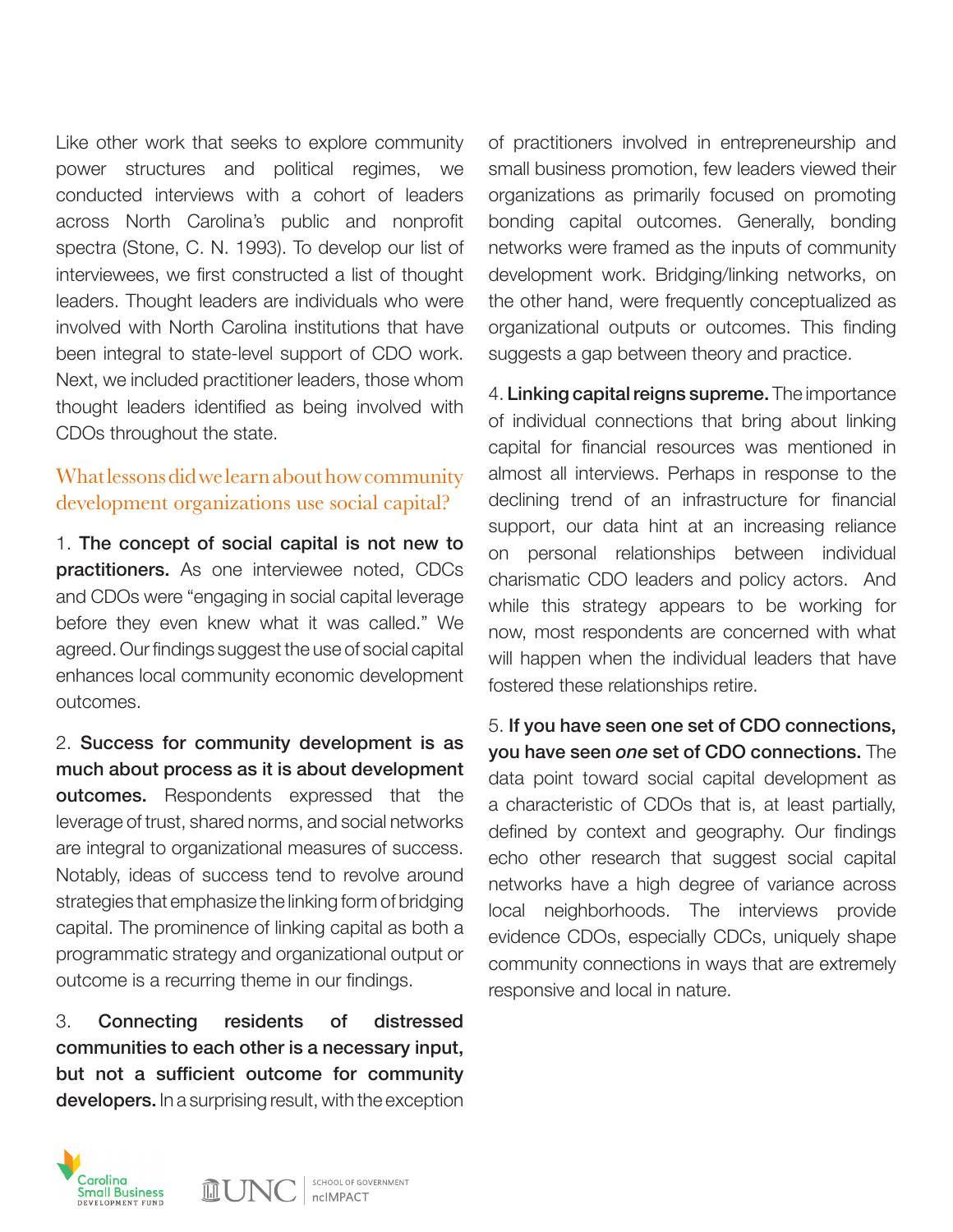Like other work that seeks to explore community power structures and political regimes, we conducted interviews with a cohort of leaders across North Carolina's public and nonprofit spectra (Stone, C. N. 1993). To develop our list of interviewees, we first constructed a list of thought leaders. Thought leaders are individuals who were involved with North Carolina institutions that have been integral to state-level support of CDO work. Next, we included practitioner leaders, those whom thought leaders identified as being involved with CDOs throughout the state.

## What lessons did we learn about how community development organizations use social capital?

1. **The concept of social capital is not new to practitioners.** As one interviewee noted, CDCs and CDOs were "engaging in social capital leverage before they even knew what it was called." We agreed. Our findings suggest the use of social capital enhances local community economic development outcomes.

2. **Success for community development is as much about process as it is about development outcomes.** Respondents expressed that the leverage of trust, shared norms, and social networks are integral to organizational measures of success. Notably, ideas of success tend to revolve around strategies that emphasize the linking form of bridging capital. The prominence of linking capital as both a programmatic strategy and organizational output or outcome is a recurring theme in our findings.

3. **Connecting residents of distressed communities to each other is a necessary input, but not a sufficient outcome for community developers.** In a surprising result, with the exception of practitioners involved in entrepreneurship and small business promotion, few leaders viewed their organizations as primarily focused on promoting bonding capital outcomes. Generally, bonding networks were framed as the inputs of community development work. Bridging/linking networks, on the other hand, were frequently conceptualized as organizational outputs or outcomes. This finding suggests a gap between theory and practice.

4. **Linking capital reigns supreme.** The importance of individual connections that bring about linking capital for financial resources was mentioned in almost all interviews. Perhaps in response to the declining trend of an infrastructure for financial support, our data hint at an increasing reliance on personal relationships between individual charismatic CDO leaders and policy actors. And while this strategy appears to be working for now, most respondents are concerned with what will happen when the individual leaders that have fostered these relationships retire.

5. **If you have seen one set of CDO connections, you have seen *one* set of CDO connections.** The data point toward social capital development as a characteristic of CDOs that is, at least partially, defined by context and geography. Our findings echo other research that suggest social capital networks have a high degree of variance across local neighborhoods. The interviews provide evidence CDOs, especially CDCs, uniquely shape community connections in ways that are extremely responsive and local in nature.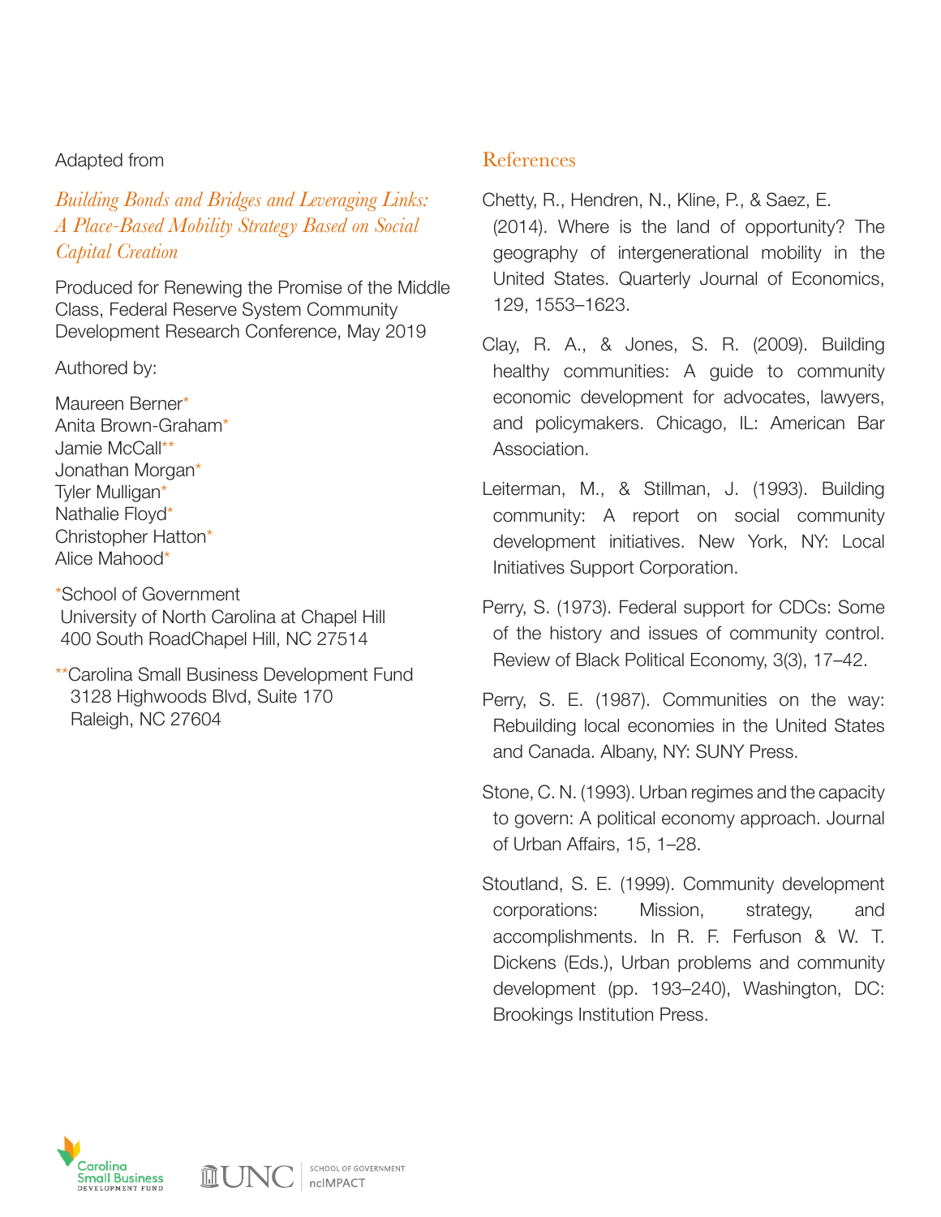Adapted from

*Building Bonds and Bridges and Leveraging Links: A Place-Based Mobility Strategy Based on Social Capital Creation*

Produced for Renewing the Promise of the Middle Class, Federal Reserve System Community Development Research Conference, May 2019

Authored by:

Maureen Berner*
Anita Brown-Graham*
Jamie McCall**
Jonathan Morgan*
Tyler Mulligan*
Nathalie Floyd*
Christopher Hatton*
Alice Mahood*

*School of Government
University of North Carolina at Chapel Hill
400 South RoadChapel Hill, NC 27514

**Carolina Small Business Development Fund
3128 Highwoods Blvd, Suite 170
Raleigh, NC 27604

## References

Chetty, R., Hendren, N., Kline, P., & Saez, E. (2014). Where is the land of opportunity? The geography of intergenerational mobility in the United States. Quarterly Journal of Economics, 129, 1553–1623.

Clay, R. A., & Jones, S. R. (2009). Building healthy communities: A guide to community economic development for advocates, lawyers, and policymakers. Chicago, IL: American Bar Association.

Leiterman, M., & Stillman, J. (1993). Building community: A report on social community development initiatives. New York, NY: Local Initiatives Support Corporation.

Perry, S. (1973). Federal support for CDCs: Some of the history and issues of community control. Review of Black Political Economy, 3(3), 17–42.

Perry, S. E. (1987). Communities on the way: Rebuilding local economies in the United States and Canada. Albany, NY: SUNY Press.

Stone, C. N. (1993). Urban regimes and the capacity to govern: A political economy approach. Journal of Urban Affairs, 15, 1–28.

Stoutland, S. E. (1999). Community development corporations: Mission, strategy, and accomplishments. In R. F. Ferfuson & W. T. Dickens (Eds.), Urban problems and community development (pp. 193–240), Washington, DC: Brookings Institution Press.